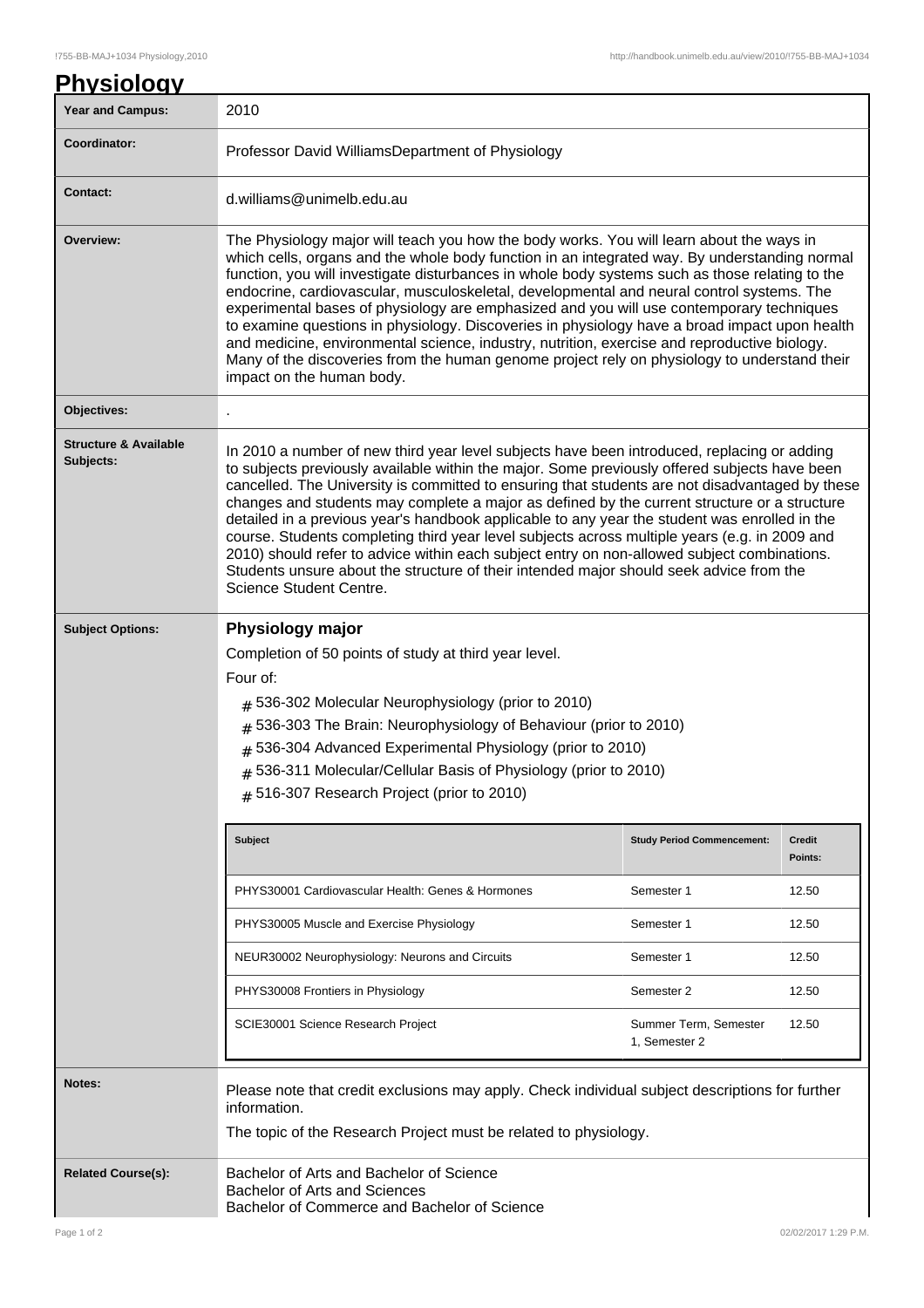# Physiology

| | |
|---|---|
| **Year and Campus:** | 2010 |
| **Coordinator:** | Professor David WilliamsDepartment of Physiology |
| **Contact:** | d.williams@unimelb.edu.au |
| **Overview:** | The Physiology major will teach you how the body works. You will learn about the ways in which cells, organs and the whole body function in an integrated way. By understanding normal function, you will investigate disturbances in whole body systems such as those relating to the endocrine, cardiovascular, musculoskeletal, developmental and neural control systems. The experimental bases of physiology are emphasized and you will use contemporary techniques to examine questions in physiology. Discoveries in physiology have a broad impact upon health and medicine, environmental science, industry, nutrition, exercise and reproductive biology. Many of the discoveries from the human genome project rely on physiology to understand their impact on the human body. |
| **Objectives:** | . |
| **Structure & Available Subjects:** | In 2010 a number of new third year level subjects have been introduced, replacing or adding to subjects previously available within the major. Some previously offered subjects have been cancelled. The University is committed to ensuring that students are not disadvantaged by these changes and students may complete a major as defined by the current structure or a structure detailed in a previous year's handbook applicable to any year the student was enrolled in the course. Students completing third year level subjects across multiple years (e.g. in 2009 and 2010) should refer to advice within each subject entry on non-allowed subject combinations. Students unsure about the structure of their intended major should seek advice from the Science Student Centre. |

**Subject Options:**

### Physiology major

Completion of 50 points of study at third year level.

Four of:

- # 536-302 Molecular Neurophysiology (prior to 2010)
- # 536-303 The Brain: Neurophysiology of Behaviour (prior to 2010)
- # 536-304 Advanced Experimental Physiology (prior to 2010)
- # 536-311 Molecular/Cellular Basis of Physiology (prior to 2010)
- # 516-307 Research Project (prior to 2010)

| Subject | Study Period Commencement: | Credit Points: |
|---|---|---|
| PHYS30001 Cardiovascular Health: Genes & Hormones | Semester 1 | 12.50 |
| PHYS30005 Muscle and Exercise Physiology | Semester 1 | 12.50 |
| NEUR30002 Neurophysiology: Neurons and Circuits | Semester 1 | 12.50 |
| PHYS30008 Frontiers in Physiology | Semester 2 | 12.50 |
| SCIE30001 Science Research Project | Summer Term, Semester 1, Semester 2 | 12.50 |

**Notes:**

Please note that credit exclusions may apply. Check individual subject descriptions for further information.

The topic of the Research Project must be related to physiology.

**Related Course(s):**

Bachelor of Arts and Bachelor of Science
Bachelor of Arts and Sciences
Bachelor of Commerce and Bachelor of Science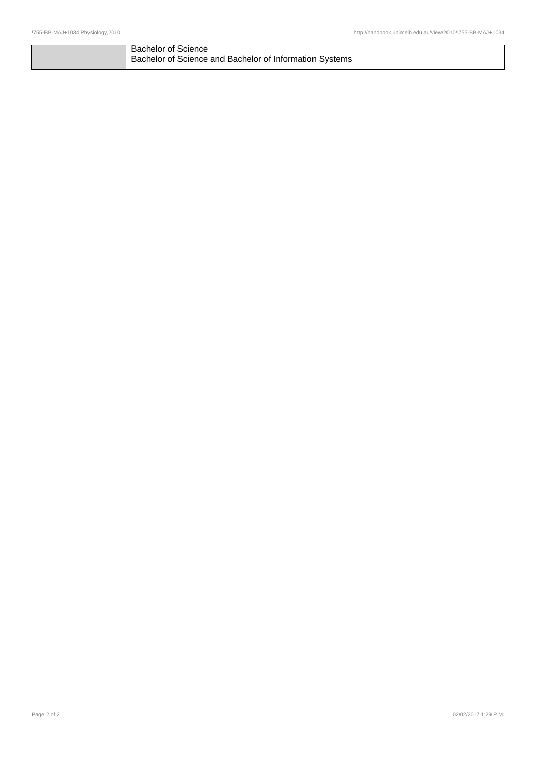| | |
|---|---|
| | Bachelor of Science<br>Bachelor of Science and Bachelor of Information Systems |